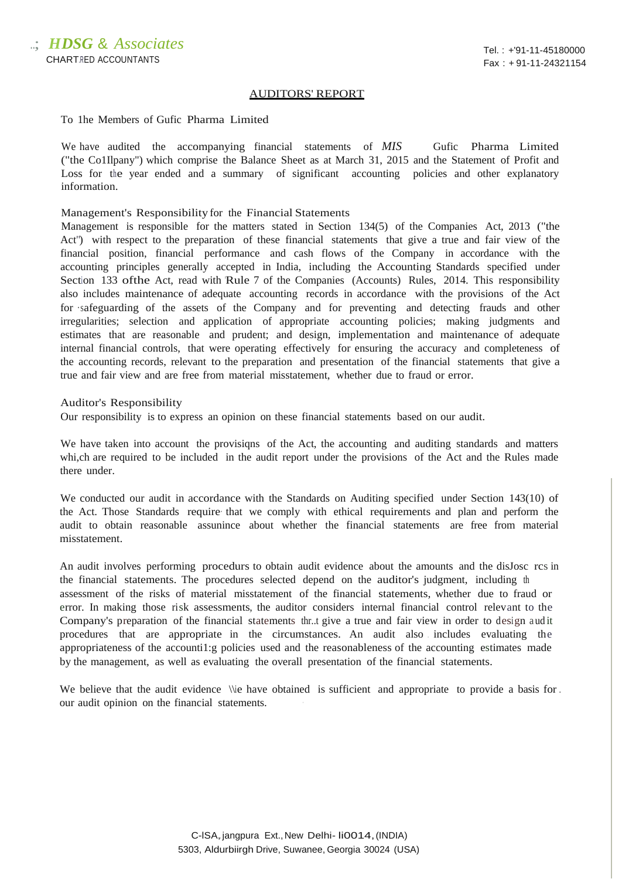*HDSG & Associates*
CHARTERED ACCOUNTANTS

Tel. : +'91-11-45180000
Fax : + 91-11-24321154

## AUDITORS' REPORT

To 1he Members of Gufic Pharma Limited

We have audited the accompanying financial statements of *MIS* Gufic Pharma Limited ("the Co1Ilpany") which comprise the Balance Sheet as at March 31, 2015 and the Statement of Profit and Loss for the year ended and a summary of significant accounting policies and other explanatory information.

### Management's Responsibility for the Financial Statements

Management is responsible for the matters stated in Section 134(5) of the Companies Act, 2013 ("the Act") with respect to the preparation of these financial statements that give a true and fair view of the financial position, financial performance and cash flows of the Company in accordance with the accounting principles generally accepted in India, including the Accounting Standards specified under Section 133 ofthe Act, read with Rule 7 of the Companies (Accounts) Rules, 2014. This responsibility also includes maintenance of adequate accounting records in accordance with the provisions of the Act for safeguarding of the assets of the Company and for preventing and detecting frauds and other irregularities; selection and application of appropriate accounting policies; making judgments and estimates that are reasonable and prudent; and design, implementation and maintenance of adequate internal financial controls, that were operating effectively for ensuring the accuracy and completeness of the accounting records, relevant to the preparation and presentation of the financial statements that give a true and fair view and are free from material misstatement, whether due to fraud or error.

### Auditor's Responsibility

Our responsibility is to express an opinion on these financial statements based on our audit.

We have taken into account the provisiqns of the Act, the accounting and auditing standards and matters whi,ch are required to be included in the audit report under the provisions of the Act and the Rules made there under.

We conducted our audit in accordance with the Standards on Auditing specified under Section 143(10) of the Act. Those Standards require that we comply with ethical requirements and plan and perform the audit to obtain reasonable assunince about whether the financial statements are free from material misstatement.

An audit involves performing procedurs to obtain audit evidence about the amounts and the disJosc rcs in the financial statements. The procedures selected depend on the auditor's judgment, including th assessment of the risks of material misstatement of the financial statements, whether due to fraud or error. In making those risk assessments, the auditor considers internal financial control relevant to the Company's preparation of the financial statements thr..t give a true and fair view in order to design audit procedures that are appropriate in the circumstances. An audit also includes evaluating the appropriateness of the accounti1:g policies used and the reasonableness of the accounting estimates made by the management, as well as evaluating the overall presentation of the financial statements.

We believe that the audit evidence \\ie have obtained is sufficient and appropriate to provide a basis for our audit opinion on the financial statements.

C-ISA, jangpura Ext., New Delhi- li0014, (INDIA)
5303, Aldurbiirgh Drive, Suwanee, Georgia 30024 (USA)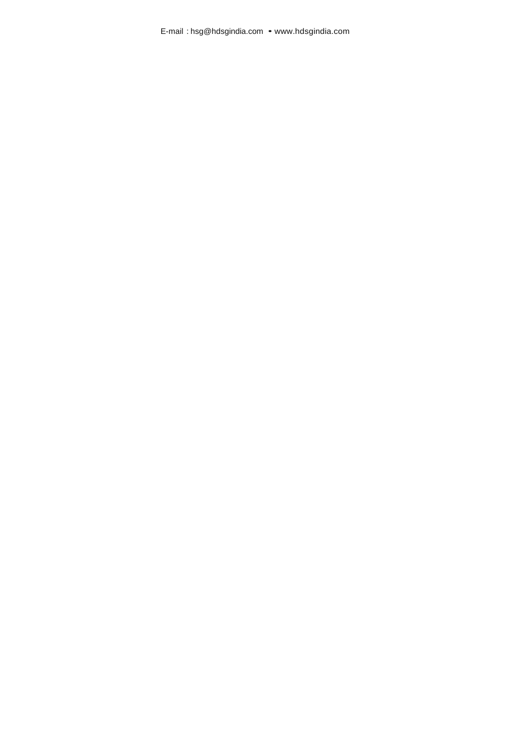E-mail : hsg@hdsgindia.com • www.hdsgindia.com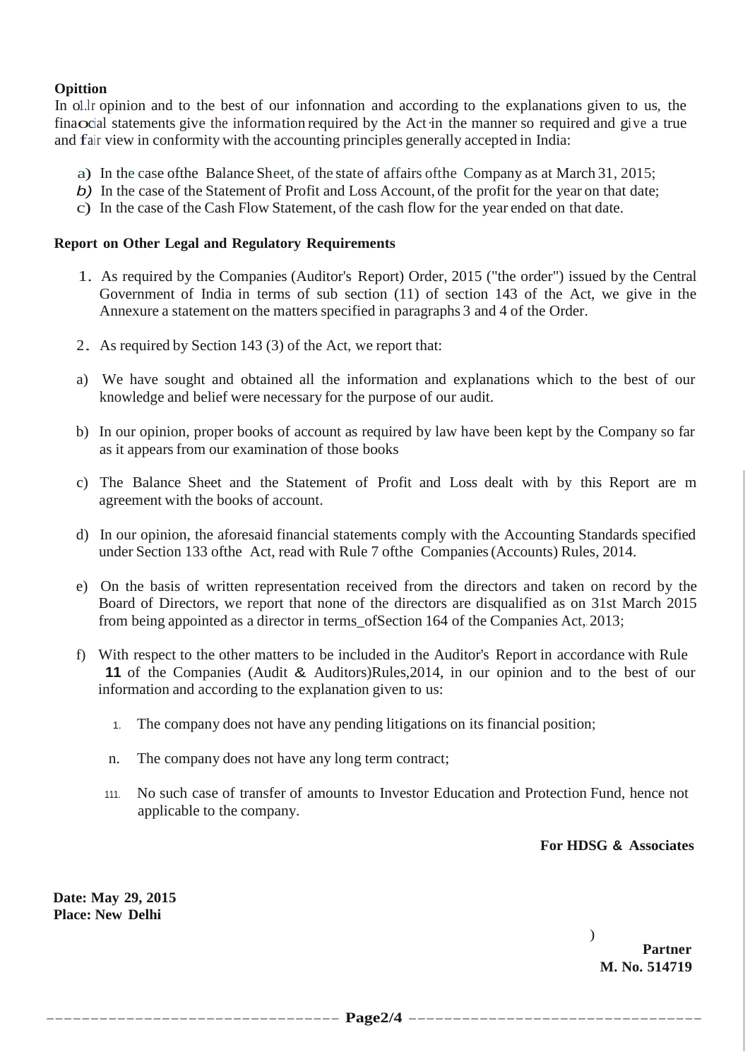**Opittion**

In o.lr opinion and to the best of our infonnation and according to the explanations given to us, the finaocial statements give the information required by the Act·in the manner so required and give a true and fair view in conformity with the accounting principles generally accepted in India:

a) In the case ofthe Balance Sheet, of the state of affairs ofthe Company as at March 31, 2015;
b) In the case of the Statement of Profit and Loss Account, of the profit for the year on that date;
c) In the case of the Cash Flow Statement, of the cash flow for the year ended on that date.

**Report on Other Legal and Regulatory Requirements**

1. As required by the Companies (Auditor's Report) Order, 2015 ("the order") issued by the Central Government of India in terms of sub section (11) of section 143 of the Act, we give in the Annexure a statement on the matters specified in paragraphs 3 and 4 of the Order.

2. As required by Section 143 (3) of the Act, we report that:

a) We have sought and obtained all the information and explanations which to the best of our knowledge and belief were necessary for the purpose of our audit.

b) In our opinion, proper books of account as required by law have been kept by the Company so far as it appears from our examination of those books

c) The Balance Sheet and the Statement of Profit and Loss dealt with by this Report are m agreement with the books of account.

d) In our opinion, the aforesaid financial statements comply with the Accounting Standards specified under Section 133 ofthe Act, read with Rule 7 ofthe Companies (Accounts) Rules, 2014.

e) On the basis of written representation received from the directors and taken on record by the Board of Directors, we report that none of the directors are disqualified as on 31st March 2015 from being appointed as a director in terms_ofSection 164 of the Companies Act, 2013;

f) With respect to the other matters to be included in the Auditor's Report in accordance with Rule **11** of the Companies (Audit & Auditors)Rules,2014, in our opinion and to the best of our information and according to the explanation given to us:

   1. The company does not have any pending litigations on its financial position;

   n. The company does not have any long term contract;

   111. No such case of transfer of amounts to Investor Education and Protection Fund, hence not applicable to the company.

**For HDSG & Associates**

**Date: May 29, 2015**
**Place: New Delhi**

)

**Partner**
**M. No. 514719**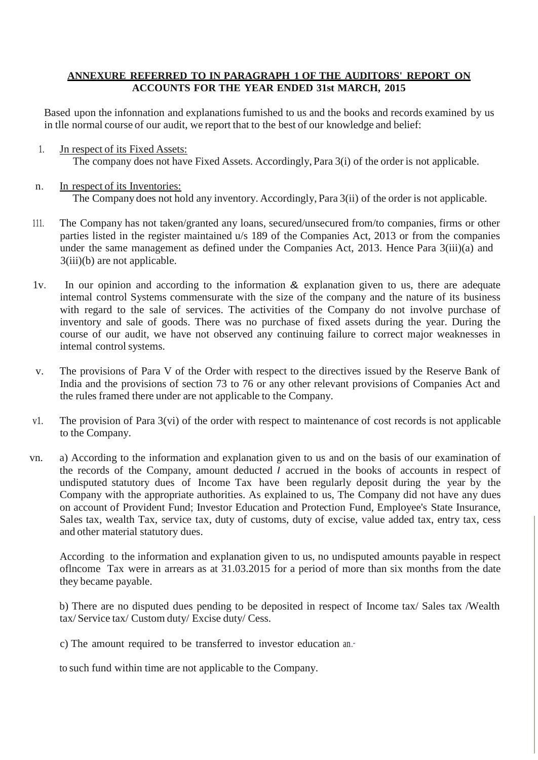**ANNEXURE REFERRED TO IN PARAGRAPH 1 OF THE AUDITORS' REPORT ON ACCOUNTS FOR THE YEAR ENDED 31st MARCH, 2015**

Based upon the infonnation and explanations fumished to us and the books and records examined by us in tlle normal course of our audit, we report that to the best of our knowledge and belief:

1. Jn respect of its Fixed Assets:
   The company does not have Fixed Assets. Accordingly, Para 3(i) of the order is not applicable.

n. In respect of its Inventories:
   The Company does not hold any inventory. Accordingly, Para 3(ii) of the order is not applicable.

111. The Company has not taken/granted any loans, secured/unsecured from/to companies, firms or other parties listed in the register maintained u/s 189 of the Companies Act, 2013 or from the companies under the same management as defined under the Companies Act, 2013. Hence Para 3(iii)(a) and 3(iii)(b) are not applicable.

1v. In our opinion and according to the information & explanation given to us, there are adequate intemal control Systems commensurate with the size of the company and the nature of its business with regard to the sale of services. The activities of the Company do not involve purchase of inventory and sale of goods. There was no purchase of fixed assets during the year. During the course of our audit, we have not observed any continuing failure to correct major weaknesses in intemal control systems.

v. The provisions of Para V of the Order with respect to the directives issued by the Reserve Bank of India and the provisions of section 73 to 76 or any other relevant provisions of Companies Act and the rules framed there under are not applicable to the Company.

v1. The provision of Para 3(vi) of the order with respect to maintenance of cost records is not applicable to the Company.

vn. a) According to the information and explanation given to us and on the basis of our examination of the records of the Company, amount deducted / accrued in the books of accounts in respect of undisputed statutory dues of Income Tax have been regularly deposit during the year by the Company with the appropriate authorities. As explained to us, The Company did not have any dues on account of Provident Fund; Investor Education and Protection Fund, Employee's State Insurance, Sales tax, wealth Tax, service tax, duty of customs, duty of excise, value added tax, entry tax, cess and other material statutory dues.

According to the information and explanation given to us, no undisputed amounts payable in respect oflncome Tax were in arrears as at 31.03.2015 for a period of more than six months from the date they became payable.

b) There are no disputed dues pending to be deposited in respect of Income tax/ Sales tax /Wealth tax/ Service tax/ Custom duty/ Excise duty/ Cess.

c) The amount required to be transferred to investor education an..

to such fund within time are not applicable to the Company.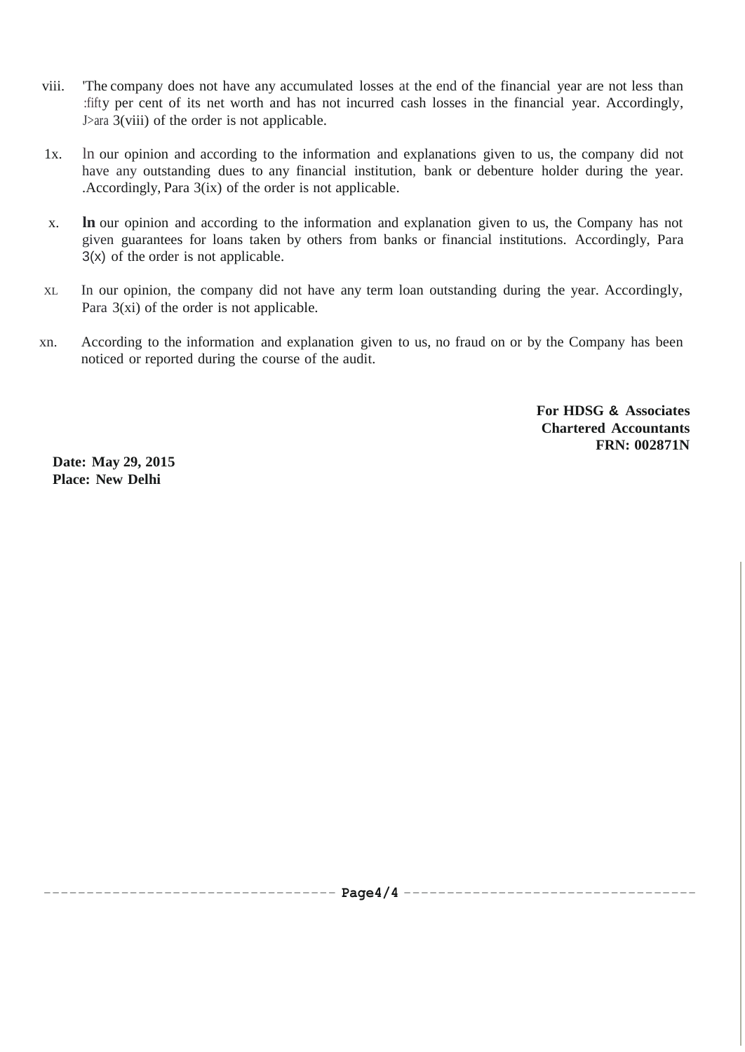viii. 'The company does not have any accumulated losses at the end of the financial year are not less than :fifty per cent of its net worth and has not incurred cash losses in the financial year. Accordingly, J>ara 3(viii) of the order is not applicable.

1x. ln our opinion and according to the information and explanations given to us, the company did not have any outstanding dues to any financial institution, bank or debenture holder during the year. .Accordingly, Para 3(ix) of the order is not applicable.

x. **ln** our opinion and according to the information and explanation given to us, the Company has not given guarantees for loans taken by others from banks or financial institutions. Accordingly, Para 3(x) of the order is not applicable.

XL In our opinion, the company did not have any term loan outstanding during the year. Accordingly, Para 3(xi) of the order is not applicable.

xn. According to the information and explanation given to us, no fraud on or by the Company has been noticed or reported during the course of the audit.

**For HDSG & Associates**
**Chartered Accountants**
**FRN: 002871N**

**Date: May 29, 2015**
**Place: New Delhi**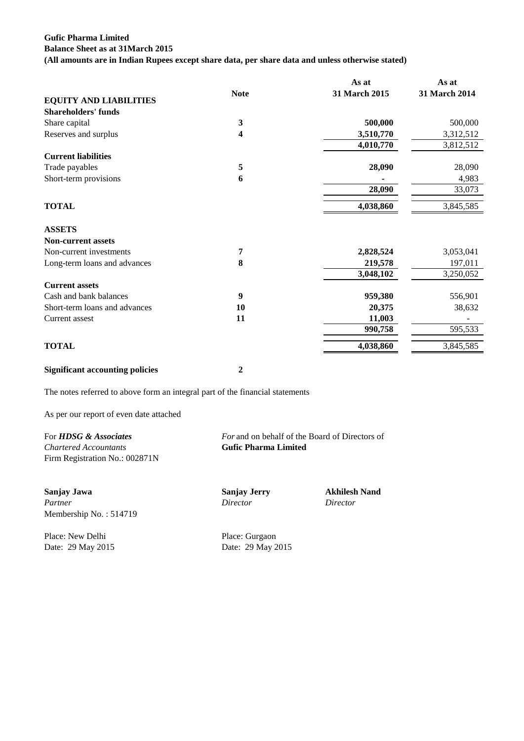**Gufic Pharma Limited**
**Balance Sheet as at 31March 2015**
**(All amounts are in Indian Rupees except share data, per share data and unless otherwise stated)**

| | Note | As at 31 March 2015 | As at 31 March 2014 |
|---|---|---|---|
| **EQUITY AND LIABILITIES** | | | |
| **Shareholders' funds** | | | |
| Share capital | 3 | **500,000** | 500,000 |
| Reserves and surplus | 4 | **3,510,770** | 3,312,512 |
| | | **4,010,770** | 3,812,512 |
| **Current liabilities** | | | |
| Trade payables | 5 | **28,090** | 28,090 |
| Short-term provisions | 6 | **-** | 4,983 |
| | | **28,090** | 33,073 |
| **TOTAL** | | **4,038,860** | 3,845,585 |
| **ASSETS** | | | |
| **Non-current assets** | | | |
| Non-current investments | 7 | **2,828,524** | 3,053,041 |
| Long-term loans and advances | 8 | **219,578** | 197,011 |
| | | **3,048,102** | 3,250,052 |
| **Current assets** | | | |
| Cash and bank balances | 9 | **959,380** | 556,901 |
| Short-term loans and advances | 10 | **20,375** | 38,632 |
| Current assest | 11 | **11,003** | - |
| | | **990,758** | 595,533 |
| **TOTAL** | | **4,038,860** | 3,845,585 |

**Significant accounting policies** **2**

The notes referred to above form an integral part of the financial statements

As per our report of even date attached

For ***HDSG & Associates***
*Chartered Accountants*
Firm Registration No.: 002871N

*For* and on behalf of the Board of Directors of
**Gufic Pharma Limited**

**Sanjay Jawa**
*Partner*
Membership No. : 514719

**Sanjay Jerry**
*Director*

**Akhilesh Nand**
*Director*

Place: New Delhi
Date: 29 May 2015

Place: Gurgaon
Date: 29 May 2015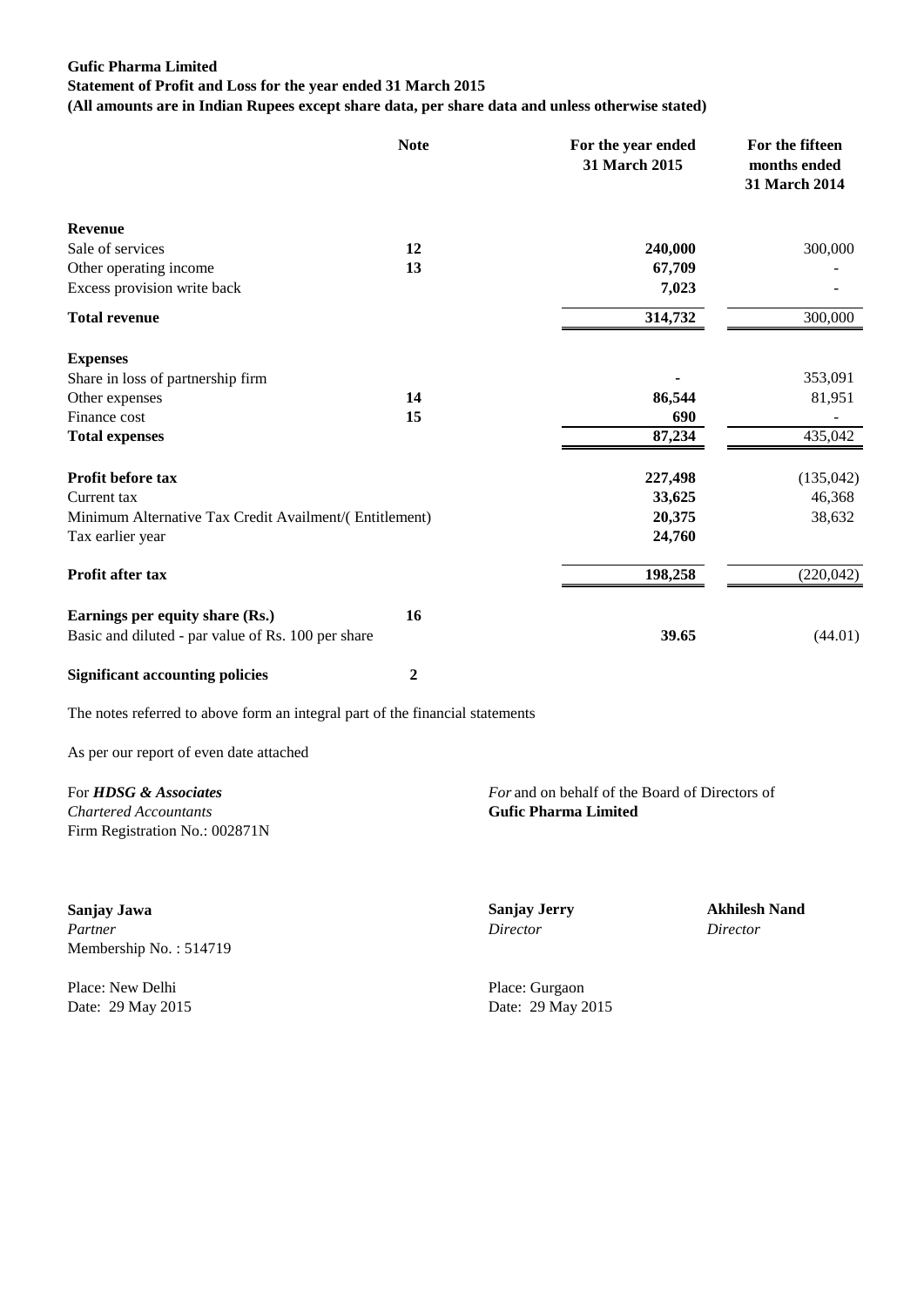**Gufic Pharma Limited**
**Statement of Profit and Loss for the year ended 31 March 2015**
**(All amounts are in Indian Rupees except share data, per share data and unless otherwise stated)**

| | Note | For the year ended 31 March 2015 | For the fifteen months ended 31 March 2014 |
|---|---|---|---|
| **Revenue** | | | |
| Sale of services | **12** | **240,000** | 300,000 |
| Other operating income | **13** | **67,709** | - |
| Excess provision write back | | **7,023** | - |
| **Total revenue** | | **314,732** | 300,000 |
| **Expenses** | | | |
| Share in loss of partnership firm | | **-** | 353,091 |
| Other expenses | **14** | **86,544** | 81,951 |
| Finance cost | **15** | **690** | - |
| **Total expenses** | | **87,234** | 435,042 |
| **Profit before tax** | | **227,498** | (135,042) |
| Current tax | | **33,625** | 46,368 |
| Minimum Alternative Tax Credit Availment/( Entitlement) | | **20,375** | 38,632 |
| Tax earlier year | | **24,760** | |
| **Profit after tax** | | **198,258** | (220,042) |
| **Earnings per equity share (Rs.)** | **16** | | |
| Basic and diluted - par value of Rs. 100 per share | | **39.65** | (44.01) |
| **Significant accounting policies** | **2** | | |

The notes referred to above form an integral part of the financial statements

As per our report of even date attached

For ***HDSG & Associates***
*Chartered Accountants*
Firm Registration No.: 002871N

**Sanjay Jawa**
*Partner*
Membership No. : 514719

Place: New Delhi
Date: 29 May 2015

*For* and on behalf of the Board of Directors of
**Gufic Pharma Limited**

**Sanjay Jerry**
*Director*

**Akhilesh Nand**
*Director*

Place: Gurgaon
Date: 29 May 2015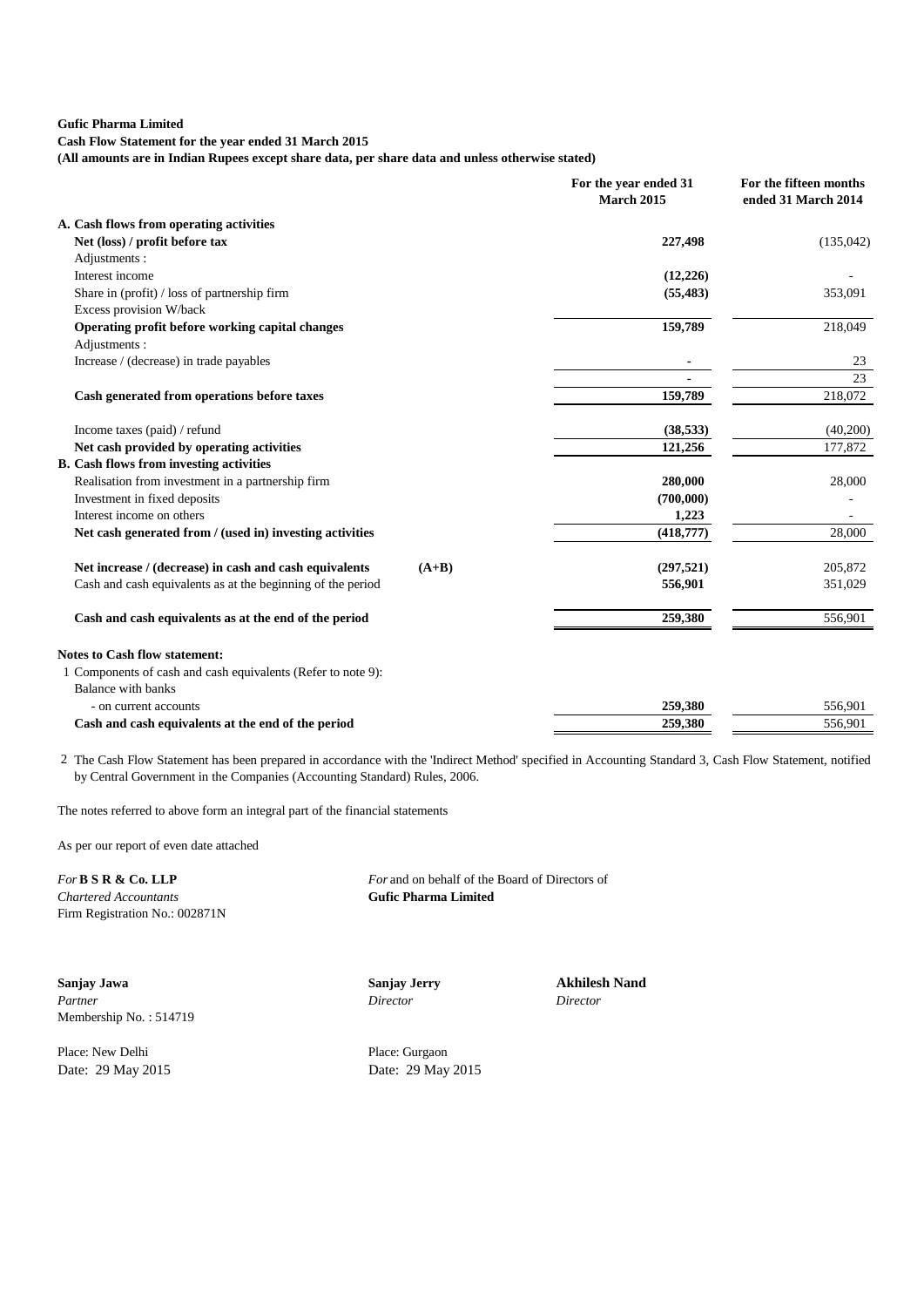**Gufic Pharma Limited**
**Cash Flow Statement for the year ended 31 March 2015**
**(All amounts are in Indian Rupees except share data, per share data and unless otherwise stated)**

| | | For the year ended 31 March 2015 | For the fifteen months ended 31 March 2014 |
|---|---|---|---|
| **A. Cash flows from operating activities** | | | |
| **Net (loss) / profit before tax** | | **227,498** | (135,042) |
| Adjustments : | | | |
| Interest income | | **(12,226)** | - |
| Share in (profit) / loss of partnership firm | | **(55,483)** | 353,091 |
| Excess provision W/back | | | |
| **Operating profit before working capital changes** | | **159,789** | 218,049 |
| Adjustments : | | | |
| Increase / (decrease) in trade payables | | **-** | 23 |
| | | **-** | 23 |
| **Cash generated from operations before taxes** | | **159,789** | 218,072 |
| Income taxes (paid) / refund | | **(38,533)** | (40,200) |
| **Net cash provided by operating activities** | | **121,256** | 177,872 |
| **B. Cash flows from investing activities** | | | |
| Realisation from investment in a partnership firm | | **280,000** | 28,000 |
| Investment in fixed deposits | | **(700,000)** | - |
| Interest income on others | | **1,223** | - |
| **Net cash generated from / (used in) investing activities** | | **(418,777)** | 28,000 |
| **Net increase / (decrease) in cash and cash equivalents** | **(A+B)** | **(297,521)** | 205,872 |
| Cash and cash equivalents as at the beginning of the period | | **556,901** | 351,029 |
| **Cash and cash equivalents as at the end of the period** | | **259,380** | 556,901 |

**Notes to Cash flow statement:**

1 Components of cash and cash equivalents (Refer to note 9):

| | | |
|---|---|---|
| Balance with banks | | |
| - on current accounts | **259,380** | 556,901 |
| **Cash and cash equivalents at the end of the period** | **259,380** | 556,901 |

2 The Cash Flow Statement has been prepared in accordance with the 'Indirect Method' specified in Accounting Standard 3, Cash Flow Statement, notified by Central Government in the Companies (Accounting Standard) Rules, 2006.

The notes referred to above form an integral part of the financial statements

As per our report of even date attached

*For* **B S R & Co. LLP**
*Chartered Accountants*
Firm Registration No.: 002871N

*For* and on behalf of the Board of Directors of
**Gufic Pharma Limited**

**Sanjay Jawa**
*Partner*
Membership No. : 514719

**Sanjay Jerry**
*Director*

**Akhilesh Nand**
*Director*

Place: New Delhi
Date: 29 May 2015

Place: Gurgaon
Date: 29 May 2015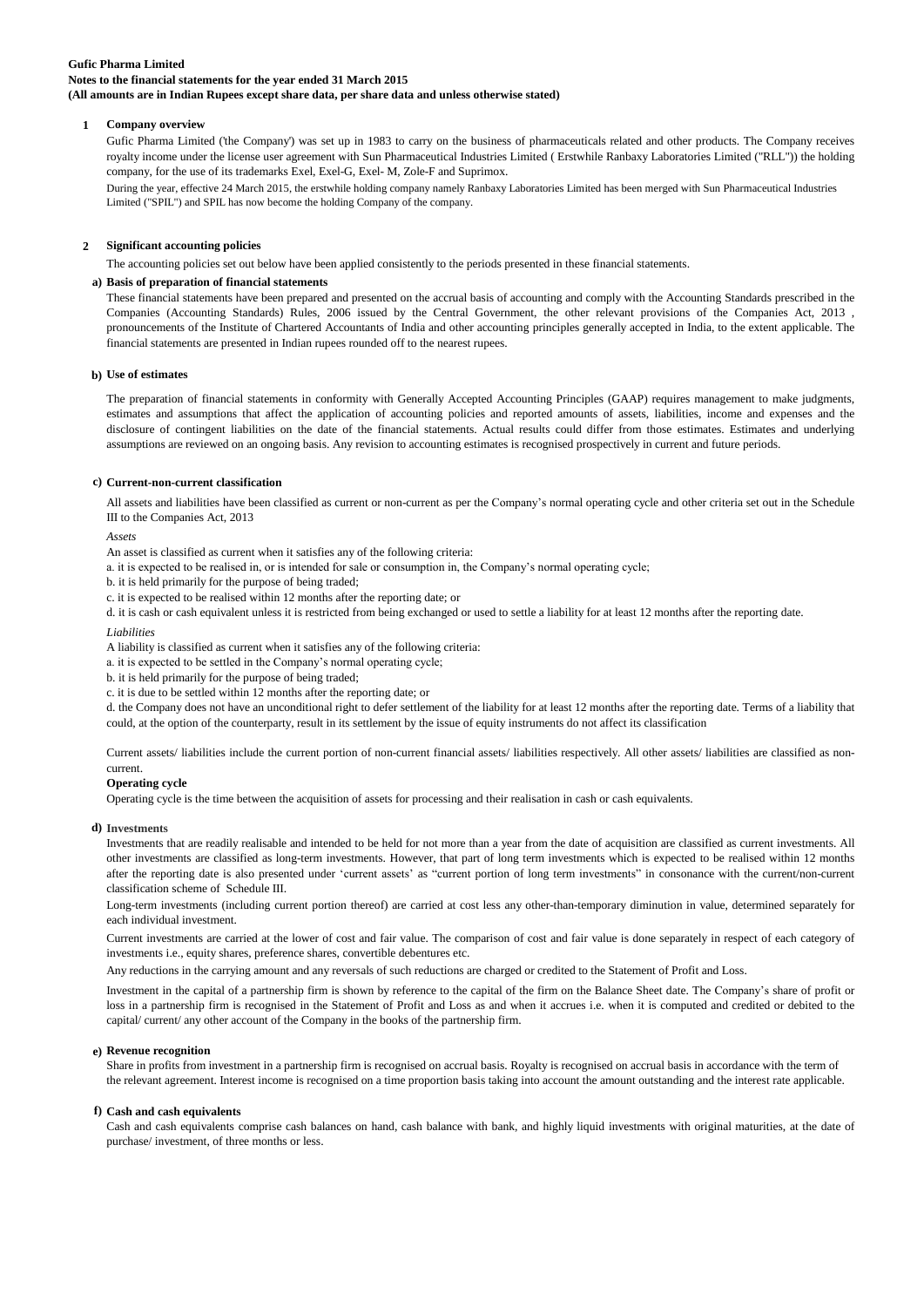**Gufic Pharma Limited**
**Notes to the financial statements for the year ended 31 March 2015**
**(All amounts are in Indian Rupees except share data, per share data and unless otherwise stated)**

## 1 Company overview

Gufic Pharma Limited ('the Company') was set up in 1983 to carry on the business of pharmaceuticals related and other products. The Company receives royalty income under the license user agreement with Sun Pharmaceutical Industries Limited ( Erstwhile Ranbaxy Laboratories Limited ("RLL")) the holding company, for the use of its trademarks Exel, Exel-G, Exel- M, Zole-F and Suprimox.

During the year, effective 24 March 2015, the erstwhile holding company namely Ranbaxy Laboratories Limited has been merged with Sun Pharmaceutical Industries Limited ("SPIL") and SPIL has now become the holding Company of the company.

## 2 Significant accounting policies

The accounting policies set out below have been applied consistently to the periods presented in these financial statements.

### a) Basis of preparation of financial statements

These financial statements have been prepared and presented on the accrual basis of accounting and comply with the Accounting Standards prescribed in the Companies (Accounting Standards) Rules, 2006 issued by the Central Government, the other relevant provisions of the Companies Act, 2013 , pronouncements of the Institute of Chartered Accountants of India and other accounting principles generally accepted in India, to the extent applicable. The financial statements are presented in Indian rupees rounded off to the nearest rupees.

### b) Use of estimates

The preparation of financial statements in conformity with Generally Accepted Accounting Principles (GAAP) requires management to make judgments, estimates and assumptions that affect the application of accounting policies and reported amounts of assets, liabilities, income and expenses and the disclosure of contingent liabilities on the date of the financial statements. Actual results could differ from those estimates. Estimates and underlying assumptions are reviewed on an ongoing basis. Any revision to accounting estimates is recognised prospectively in current and future periods.

### c) Current-non-current classification

All assets and liabilities have been classified as current or non-current as per the Company's normal operating cycle and other criteria set out in the Schedule III to the Companies Act, 2013

*Assets*

An asset is classified as current when it satisfies any of the following criteria:

a. it is expected to be realised in, or is intended for sale or consumption in, the Company's normal operating cycle;

b. it is held primarily for the purpose of being traded;

c. it is expected to be realised within 12 months after the reporting date; or

d. it is cash or cash equivalent unless it is restricted from being exchanged or used to settle a liability for at least 12 months after the reporting date.

*Liabilities*

A liability is classified as current when it satisfies any of the following criteria:

a. it is expected to be settled in the Company's normal operating cycle;

b. it is held primarily for the purpose of being traded;

c. it is due to be settled within 12 months after the reporting date; or

d. the Company does not have an unconditional right to defer settlement of the liability for at least 12 months after the reporting date. Terms of a liability that could, at the option of the counterparty, result in its settlement by the issue of equity instruments do not affect its classification

Current assets/ liabilities include the current portion of non-current financial assets/ liabilities respectively. All other assets/ liabilities are classified as non-current.

**Operating cycle**

Operating cycle is the time between the acquisition of assets for processing and their realisation in cash or cash equivalents.

### d) Investments

Investments that are readily realisable and intended to be held for not more than a year from the date of acquisition are classified as current investments. All other investments are classified as long-term investments. However, that part of long term investments which is expected to be realised within 12 months after the reporting date is also presented under 'current assets' as "current portion of long term investments" in consonance with the current/non-current classification scheme of Schedule III.

Long-term investments (including current portion thereof) are carried at cost less any other-than-temporary diminution in value, determined separately for each individual investment.

Current investments are carried at the lower of cost and fair value. The comparison of cost and fair value is done separately in respect of each category of investments i.e., equity shares, preference shares, convertible debentures etc.

Any reductions in the carrying amount and any reversals of such reductions are charged or credited to the Statement of Profit and Loss.

Investment in the capital of a partnership firm is shown by reference to the capital of the firm on the Balance Sheet date. The Company's share of profit or loss in a partnership firm is recognised in the Statement of Profit and Loss as and when it accrues i.e. when it is computed and credited or debited to the capital/ current/ any other account of the Company in the books of the partnership firm.

### e) Revenue recognition

Share in profits from investment in a partnership firm is recognised on accrual basis. Royalty is recognised on accrual basis in accordance with the term of the relevant agreement. Interest income is recognised on a time proportion basis taking into account the amount outstanding and the interest rate applicable.

### f) Cash and cash equivalents

Cash and cash equivalents comprise cash balances on hand, cash balance with bank, and highly liquid investments with original maturities, at the date of purchase/ investment, of three months or less.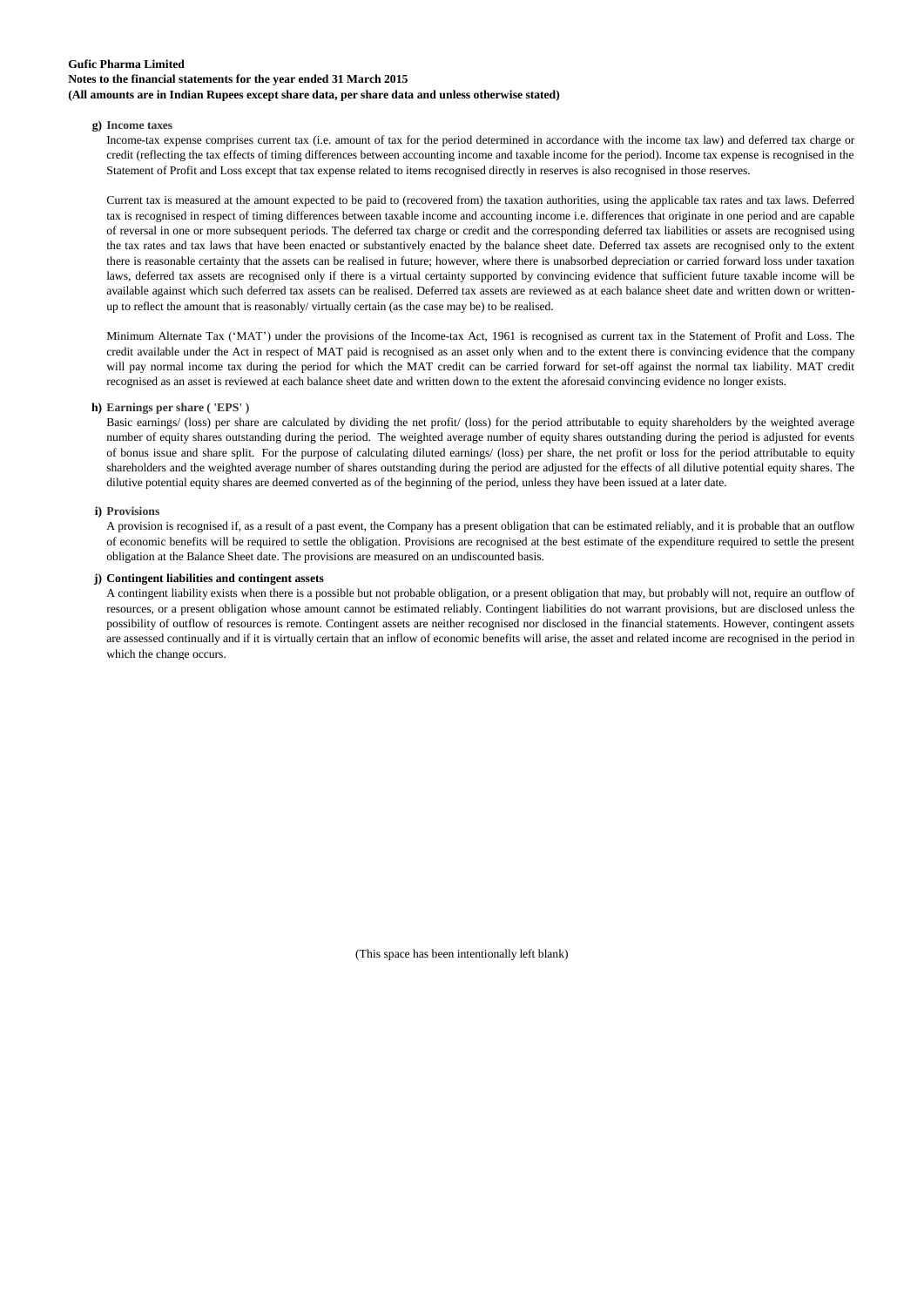**g) Income taxes**

Income-tax expense comprises current tax (i.e. amount of tax for the period determined in accordance with the income tax law) and deferred tax charge or credit (reflecting the tax effects of timing differences between accounting income and taxable income for the period). Income tax expense is recognised in the Statement of Profit and Loss except that tax expense related to items recognised directly in reserves is also recognised in those reserves.

Current tax is measured at the amount expected to be paid to (recovered from) the taxation authorities, using the applicable tax rates and tax laws. Deferred tax is recognised in respect of timing differences between taxable income and accounting income i.e. differences that originate in one period and are capable of reversal in one or more subsequent periods. The deferred tax charge or credit and the corresponding deferred tax liabilities or assets are recognised using the tax rates and tax laws that have been enacted or substantively enacted by the balance sheet date. Deferred tax assets are recognised only to the extent there is reasonable certainty that the assets can be realised in future; however, where there is unabsorbed depreciation or carried forward loss under taxation laws, deferred tax assets are recognised only if there is a virtual certainty supported by convincing evidence that sufficient future taxable income will be available against which such deferred tax assets can be realised. Deferred tax assets are reviewed as at each balance sheet date and written down or written-up to reflect the amount that is reasonably/ virtually certain (as the case may be) to be realised.

Minimum Alternate Tax ('MAT') under the provisions of the Income-tax Act, 1961 is recognised as current tax in the Statement of Profit and Loss. The credit available under the Act in respect of MAT paid is recognised as an asset only when and to the extent there is convincing evidence that the company will pay normal income tax during the period for which the MAT credit can be carried forward for set-off against the normal tax liability. MAT credit recognised as an asset is reviewed at each balance sheet date and written down to the extent the aforesaid convincing evidence no longer exists.

**h) Earnings per share ( 'EPS' )**

Basic earnings/ (loss) per share are calculated by dividing the net profit/ (loss) for the period attributable to equity shareholders by the weighted average number of equity shares outstanding during the period. The weighted average number of equity shares outstanding during the period is adjusted for events of bonus issue and share split. For the purpose of calculating diluted earnings/ (loss) per share, the net profit or loss for the period attributable to equity shareholders and the weighted average number of shares outstanding during the period are adjusted for the effects of all dilutive potential equity shares. The dilutive potential equity shares are deemed converted as of the beginning of the period, unless they have been issued at a later date.

**i) Provisions**

A provision is recognised if, as a result of a past event, the Company has a present obligation that can be estimated reliably, and it is probable that an outflow of economic benefits will be required to settle the obligation. Provisions are recognised at the best estimate of the expenditure required to settle the present obligation at the Balance Sheet date. The provisions are measured on an undiscounted basis.

**j) Contingent liabilities and contingent assets**

A contingent liability exists when there is a possible but not probable obligation, or a present obligation that may, but probably will not, require an outflow of resources, or a present obligation whose amount cannot be estimated reliably. Contingent liabilities do not warrant provisions, but are disclosed unless the possibility of outflow of resources is remote. Contingent assets are neither recognised nor disclosed in the financial statements. However, contingent assets are assessed continually and if it is virtually certain that an inflow of economic benefits will arise, the asset and related income are recognised in the period in which the change occurs.

(This space has been intentionally left blank)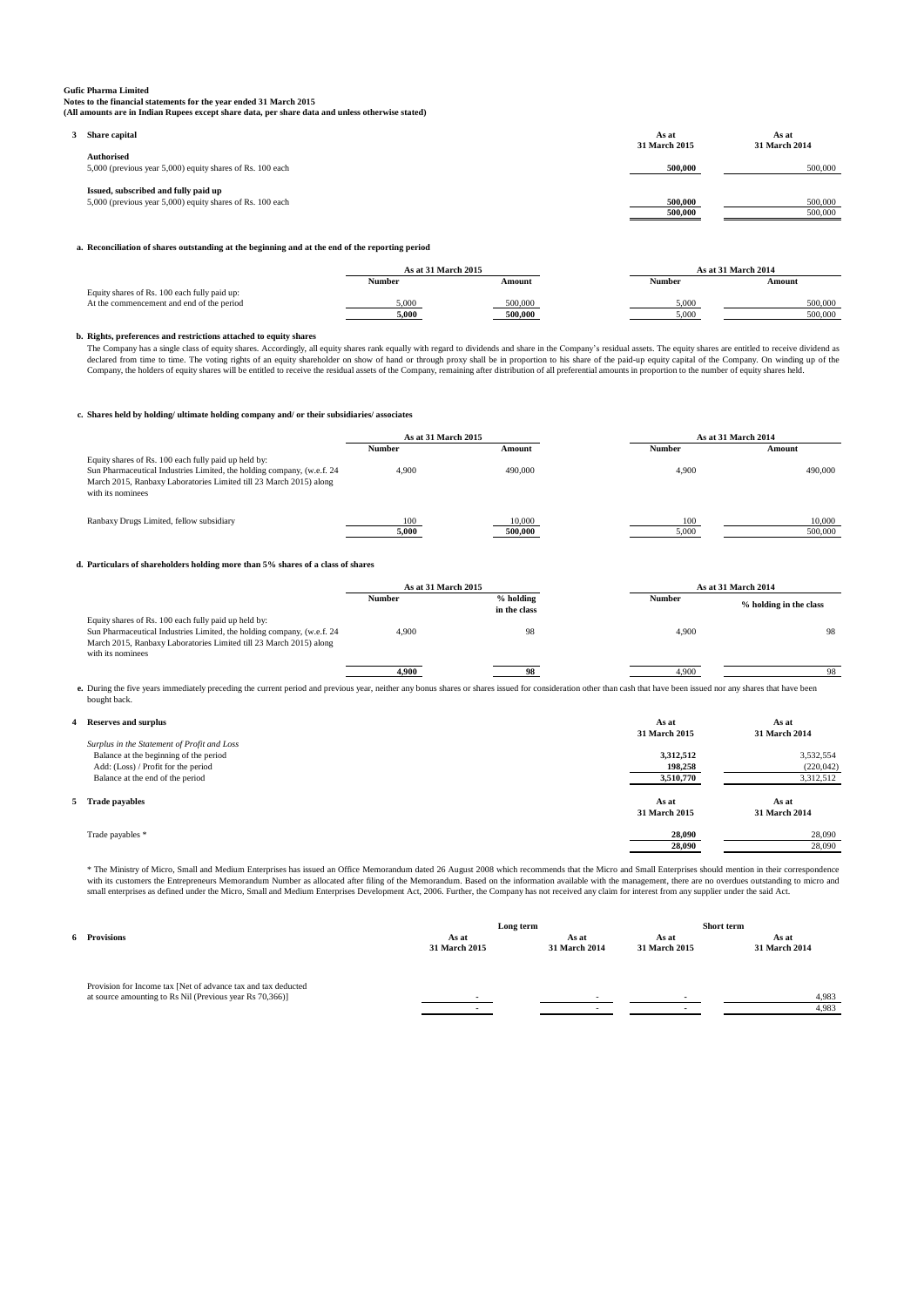**Gufic Pharma Limited**
**Notes to the financial statements for the year ended 31 March 2015**
**(All amounts are in Indian Rupees except share data, per share data and unless otherwise stated)**

## 3 Share capital

| | As at 31 March 2015 | As at 31 March 2014 |
|---|---|---|
| **Authorised** | | |
| 5,000 (previous year 5,000) equity shares of Rs. 100 each | **500,000** | 500,000 |
| **Issued, subscribed and fully paid up** | | |
| 5,000 (previous year 5,000) equity shares of Rs. 100 each | **500,000** | 500,000 |
| | **500,000** | 500,000 |

**a. Reconciliation of shares outstanding at the beginning and at the end of the reporting period**

| | As at 31 March 2015 | | As at 31 March 2014 | |
|---|---|---|---|---|
| | Number | Amount | Number | Amount |
| Equity shares of Rs. 100 each fully paid up: | | | | |
| At the commencement and end of the period | 5,000 | 500,000 | 5,000 | 500,000 |
| | **5,000** | **500,000** | 5,000 | 500,000 |

**b. Rights, preferences and restrictions attached to equity shares**

The Company has a single class of equity shares. Accordingly, all equity shares rank equally with regard to dividends and share in the Company's residual assets. The equity shares are entitled to receive dividend as declared from time to time. The voting rights of an equity shareholder on show of hand or through proxy shall be in proportion to his share of the paid-up equity capital of the Company. On winding up of the Company, the holders of equity shares will be entitled to receive the residual assets of the Company, remaining after distribution of all preferential amounts in proportion to the number of equity shares held.

**c. Shares held by holding/ ultimate holding company and/ or their subsidiaries/ associates**

| | As at 31 March 2015 | | As at 31 March 2014 | |
|---|---|---|---|---|
| | Number | Amount | Number | Amount |
| Equity shares of Rs. 100 each fully paid up held by: Sun Pharmaceutical Industries Limited, the holding company, (w.e.f. 24 March 2015, Ranbaxy Laboratories Limited till 23 March 2015) along with its nominees | 4,900 | 490,000 | 4,900 | 490,000 |
| Ranbaxy Drugs Limited, fellow subsidiary | 100 | 10,000 | 100 | 10,000 |
| | **5,000** | **500,000** | 5,000 | 500,000 |

**d. Particulars of shareholders holding more than 5% shares of a class of shares**

| | As at 31 March 2015 | | As at 31 March 2014 | |
|---|---|---|---|---|
| | Number | % holding in the class | Number | % holding in the class |
| Equity shares of Rs. 100 each fully paid up held by: Sun Pharmaceutical Industries Limited, the holding company, (w.e.f. 24 March 2015, Ranbaxy Laboratories Limited till 23 March 2015) along with its nominees | 4,900 | 98 | 4,900 | 98 |
| | **4,900** | **98** | 4,900 | 98 |

**e.** During the five years immediately preceding the current period and previous year, neither any bonus shares or shares issued for consideration other than cash that have been issued nor any shares that have been bought back.

## 4 Reserves and surplus

| | As at 31 March 2015 | As at 31 March 2014 |
|---|---|---|
| *Surplus in the Statement of Profit and Loss* | | |
| Balance at the beginning of the period | **3,312,512** | 3,532,554 |
| Add: (Loss) / Profit for the period | **198,258** | (220,042) |
| Balance at the end of the period | **3,510,770** | 3,312,512 |

## 5 Trade payables

| | As at 31 March 2015 | As at 31 March 2014 |
|---|---|---|
| Trade payables * | **28,090** | 28,090 |
| | **28,090** | 28,090 |

* The Ministry of Micro, Small and Medium Enterprises has issued an Office Memorandum dated 26 August 2008 which recommends that the Micro and Small Enterprises should mention in their correspondence with its customers the Entrepreneurs Memorandum Number as allocated after filing of the Memorandum. Based on the information available with the management, there are no overdues outstanding to micro and small enterprises as defined under the Micro, Small and Medium Enterprises Development Act, 2006. Further, the Company has not received any claim for interest from any supplier under the said Act.

## 6 Provisions

| | Long term | | Short term | |
|---|---|---|---|---|
| | As at 31 March 2015 | As at 31 March 2014 | As at 31 March 2015 | As at 31 March 2014 |
| Provision for Income tax [Net of advance tax and tax deducted at source amounting to Rs Nil (Previous year Rs 70,366)] | - | - | - | 4,983 |
| | - | - | - | 4,983 |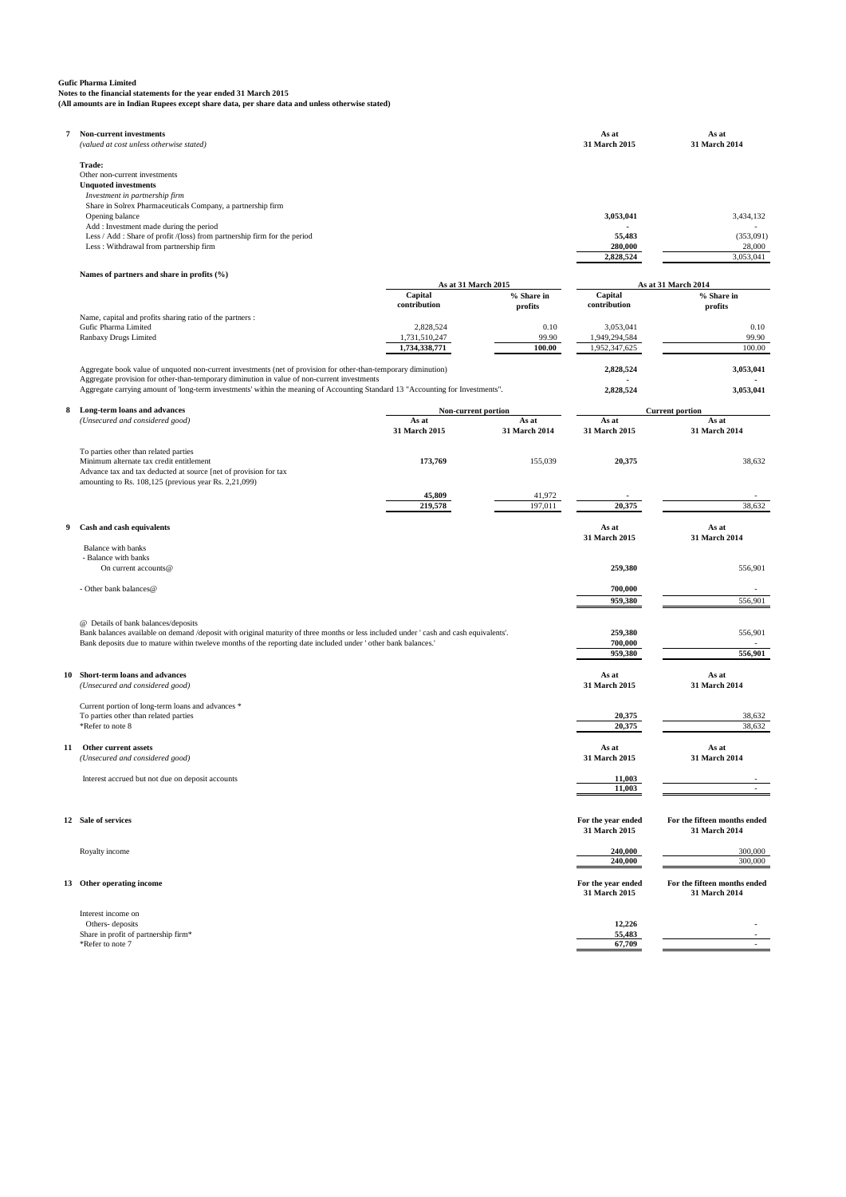**Gufic Pharma Limited**
**Notes to the financial statements for the year ended 31 March 2015**
**(All amounts are in Indian Rupees except share data, per share data and unless otherwise stated)**

**7 Non-current investments**
*(valued at cost unless otherwise stated)*

| | As at 31 March 2015 | As at 31 March 2014 |
|---|---|---|
| **Trade:** | | |
| Other non-current investments | | |
| **Unquoted investments** | | |
| *Investment in partnership firm* | | |
| Share in Solrex Pharmaceuticals Company, a partnership firm | | |
| Opening balance | **3,053,041** | 3,434,132 |
| Add : Investment made during the period | **-** | - |
| Less / Add : Share of profit /(loss) from partnership firm for the period | **55,483** | (353,091) |
| Less : Withdrawal from partnership firm | **280,000** | 28,000 |
| | **2,828,524** | 3,053,041 |

**Names of partners and share in profits (%)**

| | As at 31 March 2015 | | As at 31 March 2014 | |
|---|---|---|---|---|
| | Capital contribution | % Share in profits | Capital contribution | % Share in profits |
| Name, capital and profits sharing ratio of the partners : | | | | |
| Gufic Pharma Limited | 2,828,524 | 0.10 | 3,053,041 | 0.10 |
| Ranbaxy Drugs Limited | 1,731,510,247 | 99.90 | 1,949,294,584 | 99.90 |
| | **1,734,338,771** | **100.00** | 1,952,347,625 | 100.00 |

| | As at 31 March 2015 | As at 31 March 2014 |
|---|---|---|
| Aggregate book value of unquoted non-current investments (net of provision for other-than-temporary diminution) | **2,828,524** | **3,053,041** |
| Aggregate provision for other-than-temporary diminution in value of non-current investments | **-** | **-** |
| Aggregate carrying amount of 'long-term investments' within the meaning of Accounting Standard 13 "Accounting for Investments". | **2,828,524** | **3,053,041** |

**8 Long-term loans and advances**
*(Unsecured and considered good)*

| | Non-current portion | | Current portion | |
|---|---|---|---|---|
| | As at 31 March 2015 | As at 31 March 2014 | As at 31 March 2015 | As at 31 March 2014 |
| To parties other than related parties | | | | |
| Minimum alternate tax credit entitlement | **173,769** | 155,039 | **20,375** | 38,632 |
| Advance tax and tax deducted at source [net of provision for tax amounting to Rs. 108,125 (previous year Rs. 2,21,099) | **45,809** | 41,972 | **-** | - |
| | **219,578** | 197,011 | **20,375** | 38,632 |

**9 Cash and cash equivalents**

| | As at 31 March 2015 | As at 31 March 2014 |
|---|---|---|
| Balance with banks | | |
| - Balance with banks | | |
| On current accounts@ | **259,380** | 556,901 |
| - Other bank balances@ | **700,000** | - |
| | **959,380** | 556,901 |
| @ Details of bank balances/deposits | | |
| Bank balances available on demand /deposit with original maturity of three months or less included under ' cash and cash equivalents'. | **259,380** | 556,901 |
| Bank deposits due to mature within twelve months of the reporting date included under ' other bank balances.' | **700,000** | - |
| | **959,380** | **556,901** |

**10 Short-term loans and advances**
*(Unsecured and considered good)*

| | As at 31 March 2015 | As at 31 March 2014 |
|---|---|---|
| Current portion of long-term loans and advances * | | |
| To parties other than related parties | **20,375** | 38,632 |
| *Refer to note 8 | **20,375** | 38,632 |

**11 Other current assets**
*(Unsecured and considered good)*

| | As at 31 March 2015 | As at 31 March 2014 |
|---|---|---|
| Interest accrued but not due on deposit accounts | **11,003** | - |
| | **11,003** | - |

**12 Sale of services**

| | For the year ended 31 March 2015 | For the fifteen months ended 31 March 2014 |
|---|---|---|
| Royalty income | **240,000** | 300,000 |
| | **240,000** | 300,000 |

**13 Other operating income**

| | For the year ended 31 March 2015 | For the fifteen months ended 31 March 2014 |
|---|---|---|
| Interest income on | | |
| Others- deposits | **12,226** | - |
| Share in profit of partnership firm* | **55,483** | - |
| *Refer to note 7 | **67,709** | - |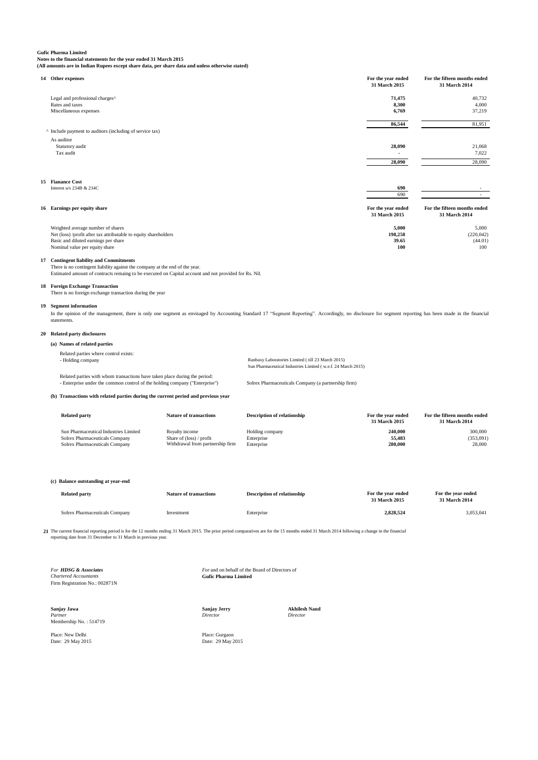**Gufic Pharma Limited**
**Notes to the financial statements for the year ended 31 March 2015**
**(All amounts are in Indian Rupees except share data, per share data and unless otherwise stated)**

| 14 Other expenses | For the year ended 31 March 2015 | For the fifteen months ended 31 March 2014 |
|---|---|---|
| Legal and professional charges^ | **71,475** | 40,732 |
| Rates and taxes | **8,300** | 4,000 |
| Miscellaneous expenses | **6,769** | 37,219 |
| | **86,544** | 81,951 |
| ^ Include payment to auditors (including of service tax) | | |
| As auditor | | |
| Statutory audit | **28,090** | 21,068 |
| Tax audit | **-** | 7,022 |
| | **28,090** | 28,090 |

| 15 Fianance Cost | | |
|---|---|---|
| Interest u/s 234B & 234C | **690** | - |
| | 690 | - |

| 16 Earnings per equity share | For the year ended 31 March 2015 | For the fifteen months ended 31 March 2014 |
|---|---|---|
| Weighted average number of shares | **5,000** | 5,000 |
| Net (loss) /profit after tax attributable to equity shareholders | **198,258** | (220,042) |
| Basic and diluted earnings per share | **39.65** | (44.01) |
| Nominal value per equity share | **100** | 100 |

**17 Contingent liability and Commitments**

There is no contingent liability against the company at the end of the year.
Estimated amount of contracts remaing to be executed on Capital account and not provided for Rs. Nil.

**18 Foreign Exchange Transaction**

There is no foreign exchange transaction during the year

**19 Segment information**

In the opinion of the management, there is only one segment as envisaged by Accounting Standard 17 "Segment Reporting". Accordingly, no disclosure for segment reporting has been made in the financial statements.

**20 Related party disclosures**

**(a) Names of related parties**

Related parties where control exists:
- Holding company — Ranbaxy Laboratories Limited ( till 23 March 2015); Sun Pharmaceutical Industries Limited ( w.e.f. 24 March 2015)

Related parties with whom transactions have taken place during the period:
- Enterprise under the common control of the holding company ("Enterprise") — Solrex Pharmaceuticals Company (a partnership firm)

**(b) Transactions with related parties during the current period and previous year**

| Related party | Nature of transactions | Description of relationship | For the year ended 31 March 2015 | For the fifteen months ended 31 March 2014 |
|---|---|---|---|---|
| Sun Pharmaceutical Industries Limited | Royalty income | Holding company | **240,000** | 300,000 |
| Solrex Pharmaceuticals Company | Share of (loss) / profit | Enterprise | **55,483** | (353,091) |
| Solrex Pharmaceuticals Company | Withdrawal from partnership firm | Enterprise | **280,000** | 28,000 |

**(c) Balance outstanding at year-end**

| Related party | Nature of transactions | Description of relationship | For the year ended 31 March 2015 | For the year ended 31 March 2014 |
|---|---|---|---|---|
| Solrex Pharmaceuticals Company | Investment | Enterprise | **2,828,524** | 3,053,041 |

**21** The current financial reporting period is for the 12 months ending 31 March 2015. The prior period comparatives are for the 15 months ended 31 March 2014 following a change in the financial reporting date from 31 December to 31 March in previous year.

*For* ***HDSG & Associates***
*Chartered Accountants*
Firm Registration No.: 002871N

**Sanjay Jawa**
*Partner*
Membership No. : 514719

Place: New Delhi
Date: 29 May 2015

*For* and on behalf of the Board of Directors of
**Gufic Pharma Limited**

**Sanjay Jerry**
*Director*

**Akhilesh Nand**
*Director*

Place: Gurgaon
Date: 29 May 2015